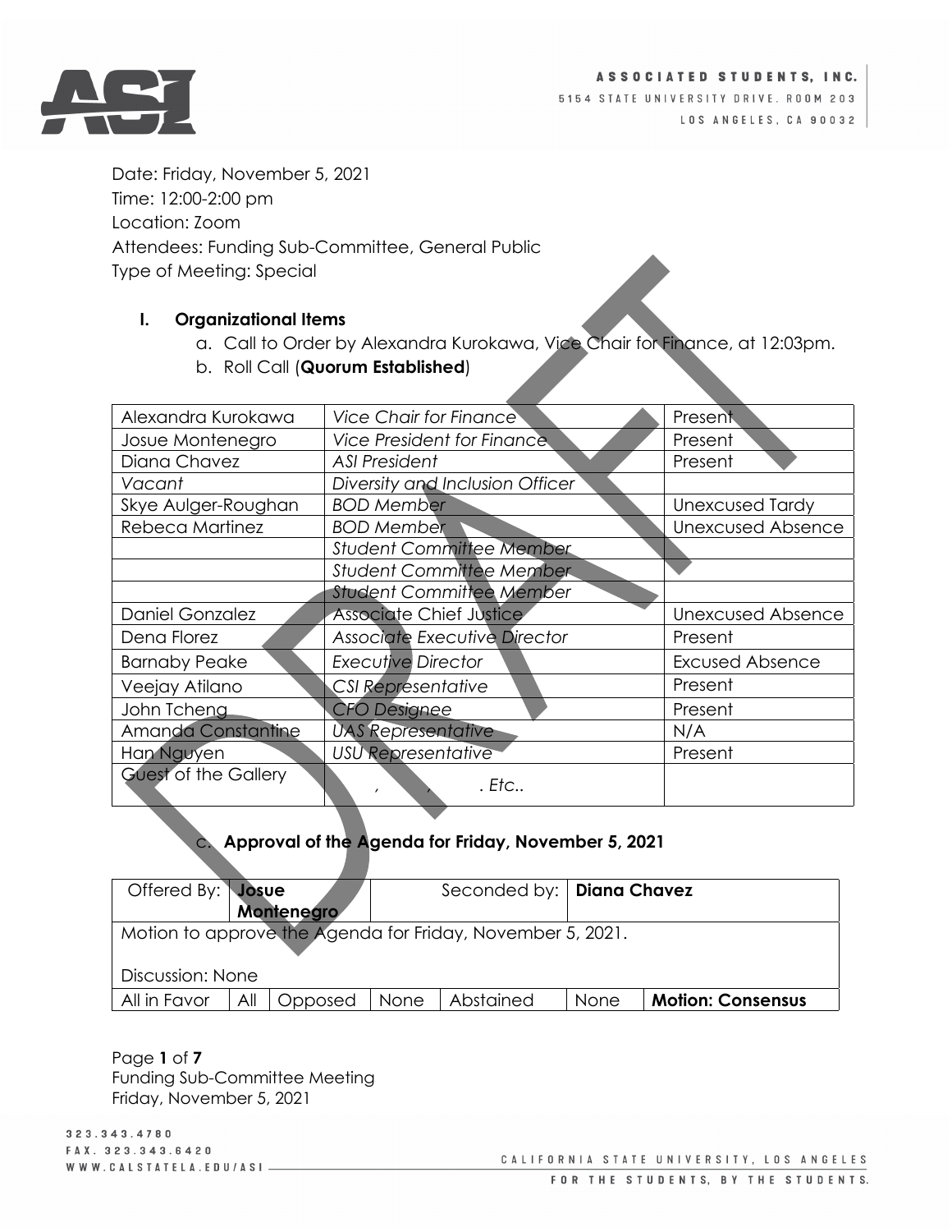ASSOCIATED STUDENTS, INC.
5154 STATE UNIVERSITY DRIVE. ROOM 203
LOS ANGELES, CA 90032

Date: Friday, November 5, 2021
Time: 12:00-2:00 pm
Location: Zoom
Attendees: Funding Sub-Committee, General Public
Type of Meeting: Special

## I. Organizational Items

a. Call to Order by Alexandra Kurokawa, Vice Chair for Finance, at 12:03pm.

b. Roll Call (**Quorum Established**)

| | | |
|---|---|---|
| Alexandra Kurokawa | *Vice Chair for Finance* | Present |
| Josue Montenegro | *Vice President for Finance* | Present |
| Diana Chavez | *ASI President* | Present |
| *Vacant* | *Diversity and Inclusion Officer* | |
| Skye Aulger-Roughan | *BOD Member* | Unexcused Tardy |
| Rebeca Martinez | *BOD Member* | Unexcused Absence |
| | *Student Committee Member* | |
| | *Student Committee Member* | |
| | *Student Committee Member* | |
| Daniel Gonzalez | *Associate Chief Justice* | Unexcused Absence |
| Dena Florez | *Associate Executive Director* | Present |
| Barnaby Peake | *Executive Director* | Excused Absence |
| Veejay Atilano | *CSI Representative* | Present |
| John Tcheng | *CFO Designee* | Present |
| Amanda Constantine | *UAS Representative* | N/A |
| Han Nguyen | *USU Representative* | Present |
| Guest of the Gallery | *, , . Etc..* | |

c. **Approval of the Agenda for Friday, November 5, 2021**

| Offered By: | **Josue Montenegro** | Seconded by: | **Diana Chavez** | | | |
|---|---|---|---|---|---|---|
| Motion to approve the Agenda for Friday, November 5, 2021.<br><br>Discussion: None | | | | | | |
| All in Favor | All | Opposed | None | Abstained | None | **Motion: Consensus** |

Funding Sub-Committee Meeting
Friday, November 5, 2021

323.343.4780
FAX. 323.343.6420
WWW.CALSTATELA.EDU/ASI

CALIFORNIA STATE UNIVERSITY, LOS ANGELES
FOR THE STUDENTS, BY THE STUDENTS.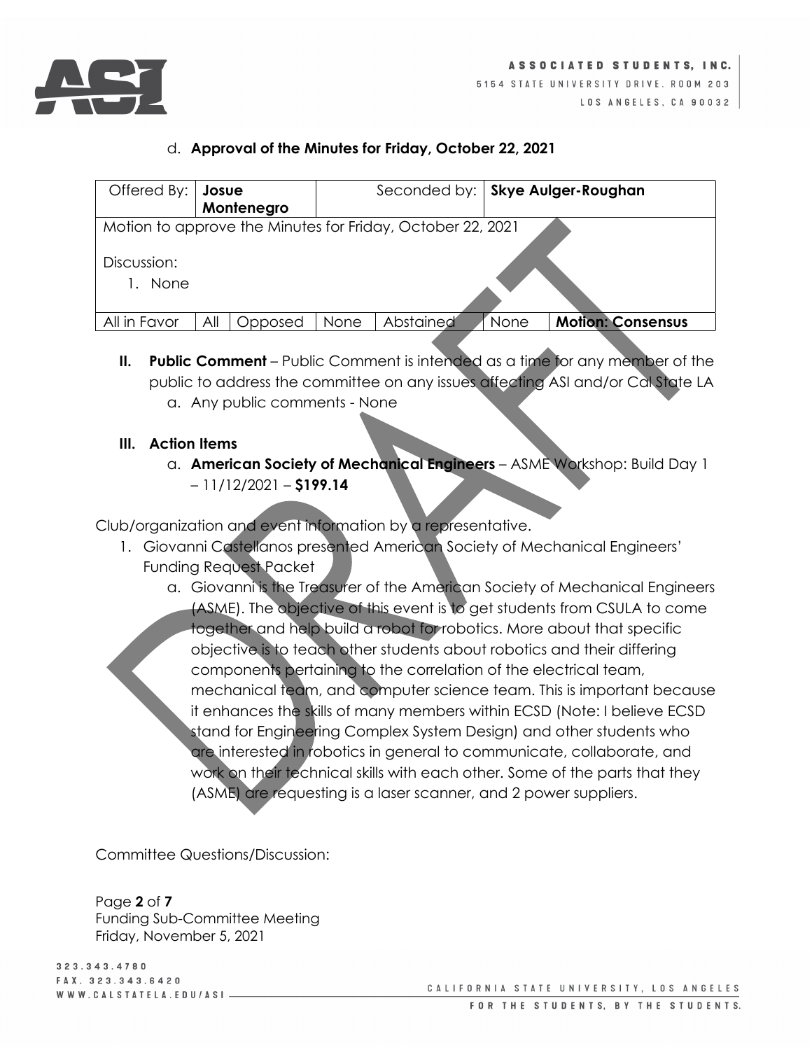d. **Approval of the Minutes for Friday, October 22, 2021**

| Offered By: | **Josue Montenegro** | | Seconded by: | **Skye Aulger-Roughan** | |
|---|---|---|---|---|---|
| Motion to approve the Minutes for Friday, October 22, 2021<br><br>Discussion:<br>1. None | | | | | |
| All in Favor | All | Opposed | None | Abstained | None | **Motion: Consensus** |

**II. Public Comment** – Public Comment is intended as a time for any member of the public to address the committee on any issues affecting ASI and/or Cal State LA

a. Any public comments - None

**III. Action Items**

a. **American Society of Mechanical Engineers** – ASME Workshop: Build Day 1 – 11/12/2021 – **$199.14**

Club/organization and event information by a representative.

1. Giovanni Castellanos presented American Society of Mechanical Engineers' Funding Request Packet
   a. Giovanni is the Treasurer of the American Society of Mechanical Engineers (ASME). The objective of this event is to get students from CSULA to come together and help build a robot for robotics. More about that specific objective is to teach other students about robotics and their differing components pertaining to the correlation of the electrical team, mechanical team, and computer science team. This is important because it enhances the skills of many members within ECSD (Note: I believe ECSD stand for Engineering Complex System Design) and other students who are interested in robotics in general to communicate, collaborate, and work on their technical skills with each other. Some of the parts that they (ASME) are requesting is a laser scanner, and 2 power suppliers.

Committee Questions/Discussion: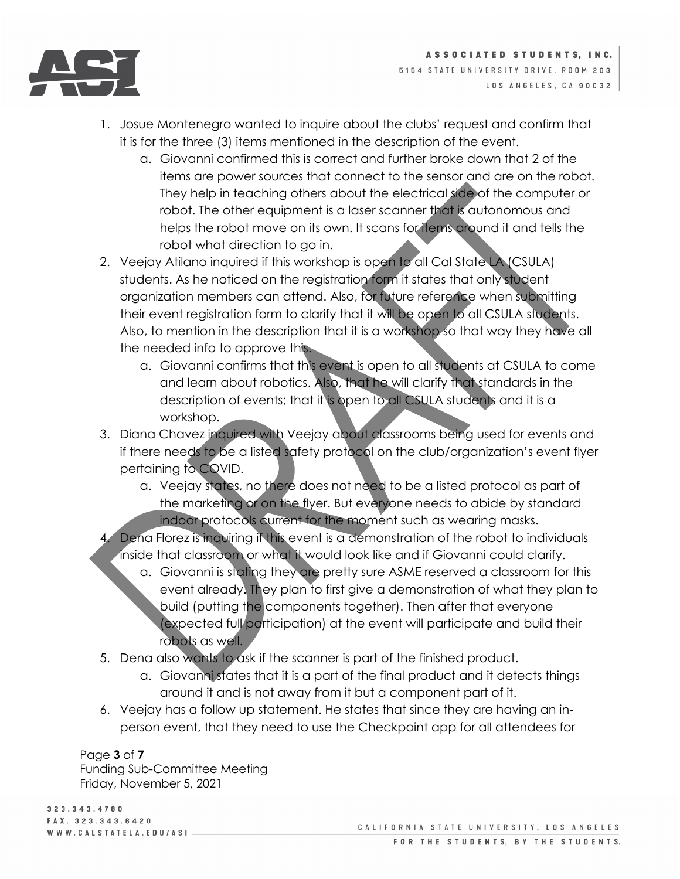1. Josue Montenegro wanted to inquire about the clubs' request and confirm that it is for the three (3) items mentioned in the description of the event.
    a. Giovanni confirmed this is correct and further broke down that 2 of the items are power sources that connect to the sensor and are on the robot. They help in teaching others about the electrical side of the computer or robot. The other equipment is a laser scanner that is autonomous and helps the robot move on its own. It scans for items around it and tells the robot what direction to go in.
2. Veejay Atilano inquired if this workshop is open to all Cal State LA (CSULA) students. As he noticed on the registration form it states that only student organization members can attend. Also, for future reference when submitting their event registration form to clarify that it will be open to all CSULA students. Also, to mention in the description that it is a workshop so that way they have all the needed info to approve this.
    a. Giovanni confirms that this event is open to all students at CSULA to come and learn about robotics. Also, that he will clarify that standards in the description of events; that it is open to all CSULA students and it is a workshop.
3. Diana Chavez inquired with Veejay about classrooms being used for events and if there needs to be a listed safety protocol on the club/organization's event flyer pertaining to COVID.
    a. Veejay states, no there does not need to be a listed protocol as part of the marketing or on the flyer. But everyone needs to abide by standard indoor protocols current for the moment such as wearing masks.
4. Dena Florez is inquiring if this event is a demonstration of the robot to individuals inside that classroom or what it would look like and if Giovanni could clarify.
    a. Giovanni is stating they are pretty sure ASME reserved a classroom for this event already. They plan to first give a demonstration of what they plan to build (putting the components together). Then after that everyone (expected full participation) at the event will participate and build their robots as well.
5. Dena also wants to ask if the scanner is part of the finished product.
    a. Giovanni states that it is a part of the final product and it detects things around it and is not away from it but a component part of it.
6. Veejay has a follow up statement. He states that since they are having an in-person event, that they need to use the Checkpoint app for all attendees for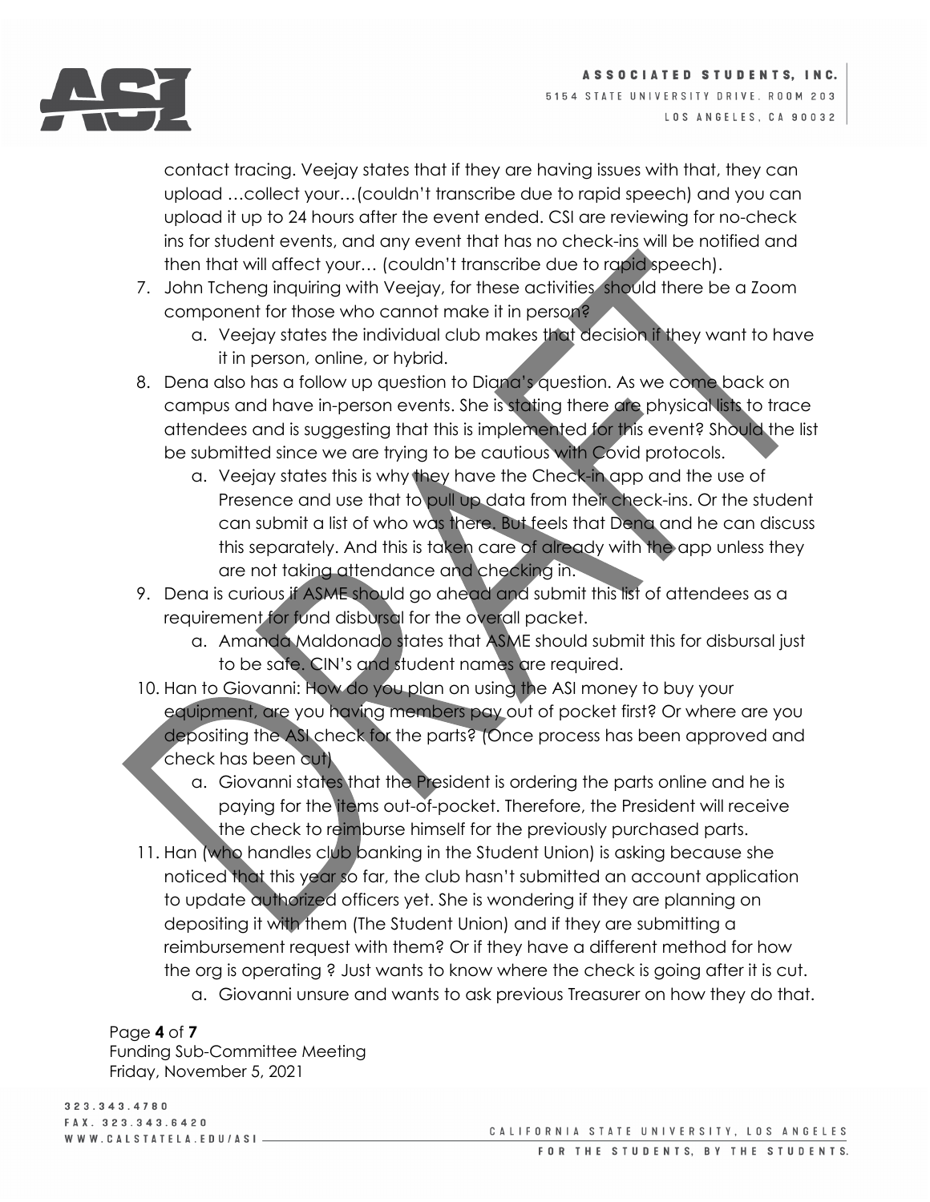contact tracing. Veejay states that if they are having issues with that, they can upload …collect your…(couldn't transcribe due to rapid speech) and you can upload it up to 24 hours after the event ended. CSI are reviewing for no-check ins for student events, and any event that has no check-ins will be notified and then that will affect your… (couldn't transcribe due to rapid speech).

7. John Tcheng inquiring with Veejay, for these activities should there be a Zoom component for those who cannot make it in person?
   a. Veejay states the individual club makes that decision if they want to have it in person, online, or hybrid.
8. Dena also has a follow up question to Diana's question. As we come back on campus and have in-person events. She is stating there are physical lists to trace attendees and is suggesting that this is implemented for this event? Should the list be submitted since we are trying to be cautious with Covid protocols.
   a. Veejay states this is why they have the Check-in app and the use of Presence and use that to pull up data from their check-ins. Or the student can submit a list of who was there. But feels that Dena and he can discuss this separately. And this is taken care of already with the app unless they are not taking attendance and checking in.
9. Dena is curious if ASME should go ahead and submit this list of attendees as a requirement for fund disbursal for the overall packet.
   a. Amanda Maldonado states that ASME should submit this for disbursal just to be safe. CIN's and student names are required.
10. Han to Giovanni: How do you plan on using the ASI money to buy your equipment, are you having members pay out of pocket first? Or where are you depositing the ASI check for the parts? (Once process has been approved and check has been cut)
    a. Giovanni states that the President is ordering the parts online and he is paying for the items out-of-pocket. Therefore, the President will receive the check to reimburse himself for the previously purchased parts.
11. Han (who handles club banking in the Student Union) is asking because she noticed that this year so far, the club hasn't submitted an account application to update authorized officers yet. She is wondering if they are planning on depositing it with them (The Student Union) and if they are submitting a reimbursement request with them? Or if they have a different method for how the org is operating ? Just wants to know where the check is going after it is cut.
    a. Giovanni unsure and wants to ask previous Treasurer on how they do that.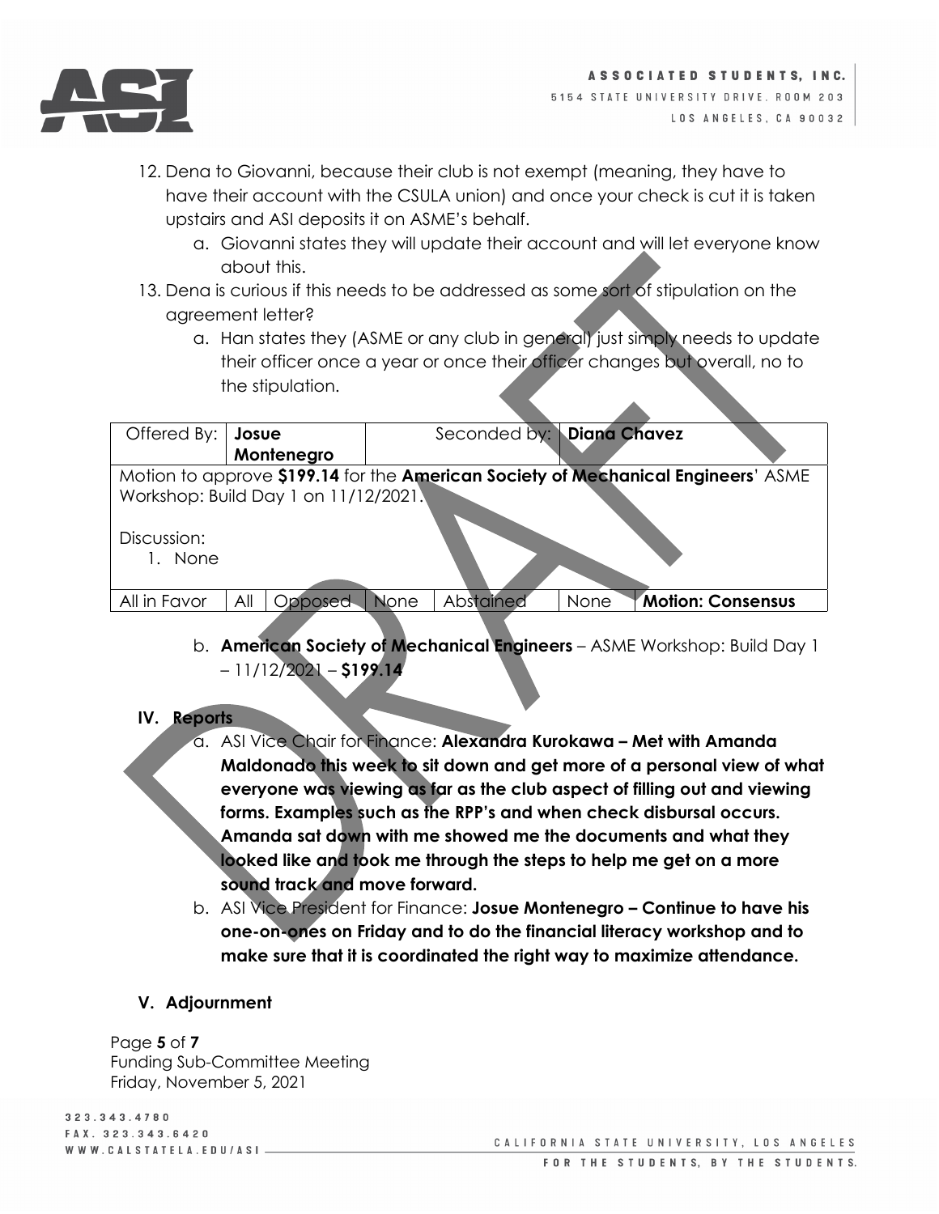12. Dena to Giovanni, because their club is not exempt (meaning, they have to have their account with the CSULA union) and once your check is cut it is taken upstairs and ASI deposits it on ASME's behalf.
    a. Giovanni states they will update their account and will let everyone know about this.
13. Dena is curious if this needs to be addressed as some sort of stipulation on the agreement letter?
    a. Han states they (ASME or any club in general) just simply needs to update their officer once a year or once their officer changes but overall, no to the stipulation.

| Offered By: | **Josue Montenegro** | | | Seconded by: | **Diana Chavez** | |
|---|---|---|---|---|---|---|
| Motion to approve **$199.14** for the **American Society of Mechanical Engineers**' ASME Workshop: Build Day 1 on 11/12/2021.<br><br>Discussion:<br>1. None | | | | | | |
| All in Favor | All | Opposed | None | Abstained | None | **Motion: Consensus** |

b. **American Society of Mechanical Engineers** – ASME Workshop: Build Day 1 – 11/12/2021 – **$199.14**

## IV. Reports

a. ASI Vice Chair for Finance: **Alexandra Kurokawa – Met with Amanda Maldonado this week to sit down and get more of a personal view of what everyone was viewing as far as the club aspect of filling out and viewing forms. Examples such as the RPP's and when check disbursal occurs. Amanda sat down with me showed me the documents and what they looked like and took me through the steps to help me get on a more sound track and move forward.**

b. ASI Vice President for Finance: **Josue Montenegro – Continue to have his one-on-ones on Friday and to do the financial literacy workshop and to make sure that it is coordinated the right way to maximize attendance.**

## V. Adjournment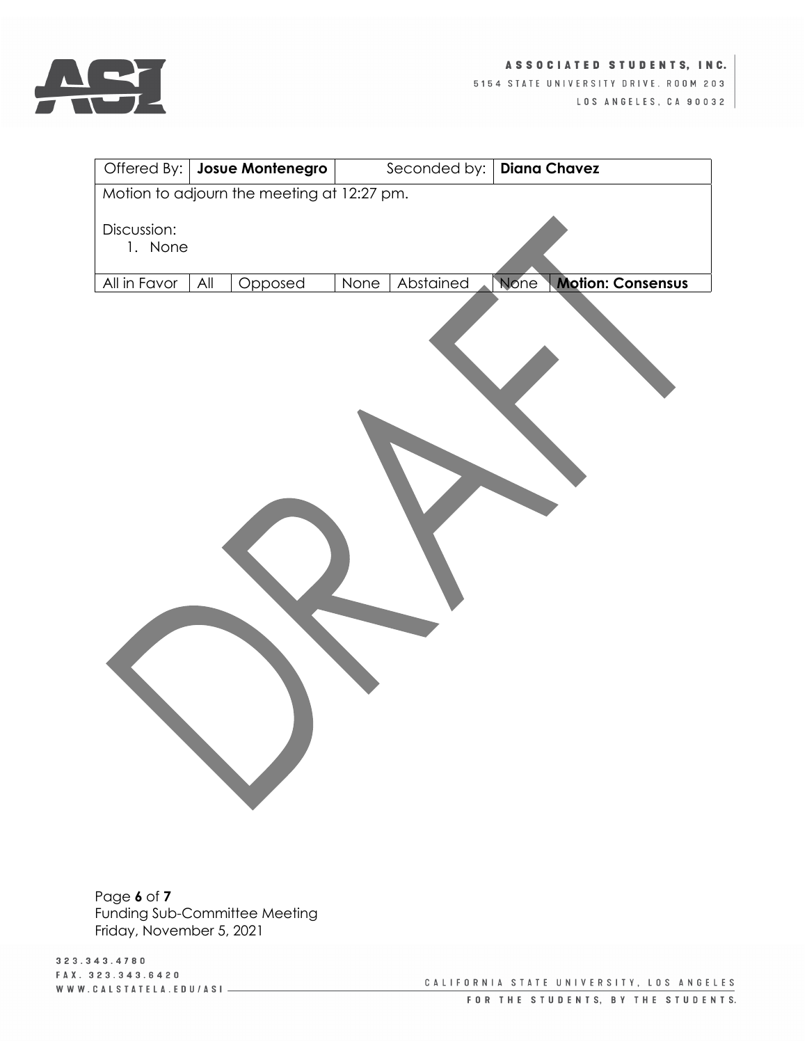| Offered By: | **Josue Montenegro** | | | Seconded by: | **Diana Chavez** | |
|---|---|---|---|---|---|---|
| Motion to adjourn the meeting at 12:27 pm.<br><br>Discussion:<br>1. None | | | | | | |
| All in Favor | All | Opposed | None | Abstained | None | **Motion: Consensus** |

DRAFT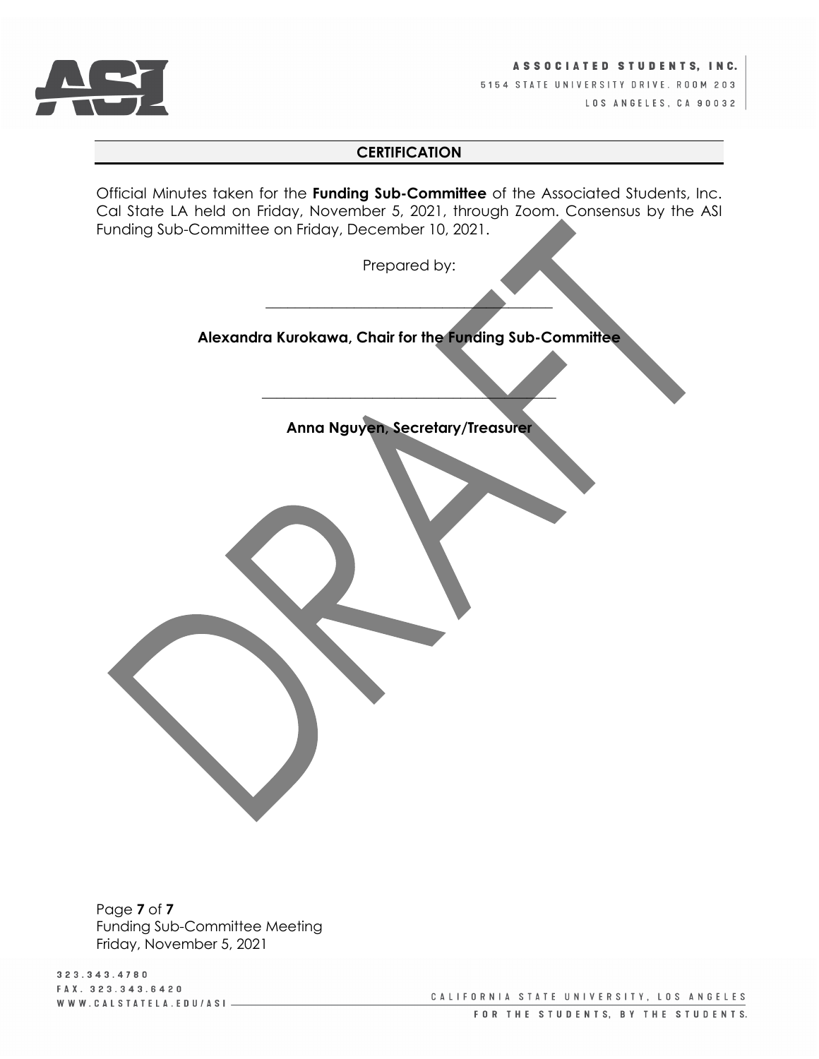## CERTIFICATION

Official Minutes taken for the **Funding Sub-Committee** of the Associated Students, Inc. Cal State LA held on Friday, November 5, 2021, through Zoom. Consensus by the ASI Funding Sub-Committee on Friday, December 10, 2021.

Prepared by:

\_\_\_\_\_\_\_\_\_\_\_\_\_\_\_\_\_\_\_\_\_\_\_\_\_\_\_\_\_\_\_\_\_\_\_\_\_\_\_\_

**Alexandra Kurokawa, Chair for the Funding Sub-Committee**

\_\_\_\_\_\_\_\_\_\_\_\_\_\_\_\_\_\_\_\_\_\_\_\_\_\_\_\_\_\_\_\_\_\_\_\_\_\_\_\_

**Anna Nguyen, Secretary/Treasurer**

DRAFT